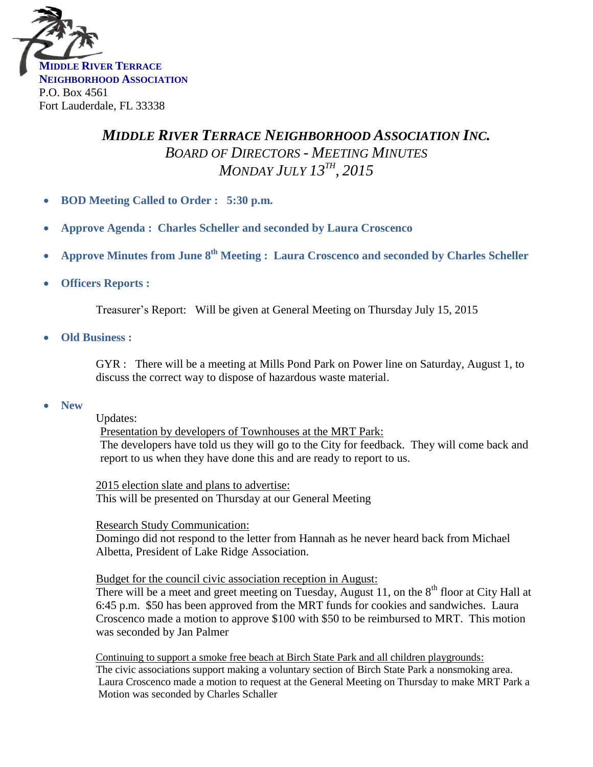**MIDDLE RIVER TERRACE**
**NEIGHBORHOOD ASSOCIATION**
P.O. Box 4561
Fort Lauderdale, FL 33338

# *MIDDLE RIVER TERRACE NEIGHBORHOOD ASSOCIATION INC.*

## *BOARD OF DIRECTORS - MEETING MINUTES*

## *MONDAY JULY 13TH, 2015*

- **BOD Meeting Called to Order : 5:30 p.m.**
- **Approve Agenda : Charles Scheller and seconded by Laura Croscenco**
- **Approve Minutes from June 8th Meeting : Laura Croscenco and seconded by Charles Scheller**
- **Officers Reports :**

  Treasurer's Report: Will be given at General Meeting on Thursday July 15, 2015

- **Old Business :**

  GYR : There will be a meeting at Mills Pond Park on Power line on Saturday, August 1, to discuss the correct way to dispose of hazardous waste material.

- **New**

  Updates:

  Presentation by developers of Townhouses at the MRT Park:
  The developers have told us they will go to the City for feedback. They will come back and report to us when they have done this and are ready to report to us.

  2015 election slate and plans to advertise:
  This will be presented on Thursday at our General Meeting

  Research Study Communication:
  Domingo did not respond to the letter from Hannah as he never heard back from Michael Albetta, President of Lake Ridge Association.

  Budget for the council civic association reception in August:
  There will be a meet and greet meeting on Tuesday, August 11, on the 8th floor at City Hall at 6:45 p.m. $50 has been approved from the MRT funds for cookies and sandwiches. Laura Croscenco made a motion to approve $100 with $50 to be reimbursed to MRT. This motion was seconded by Jan Palmer

  Continuing to support a smoke free beach at Birch State Park and all children playgrounds:
  The civic associations support making a voluntary section of Birch State Park a nonsmoking area. Laura Croscenco made a motion to request at the General Meeting on Thursday to make MRT Park a Motion was seconded by Charles Schaller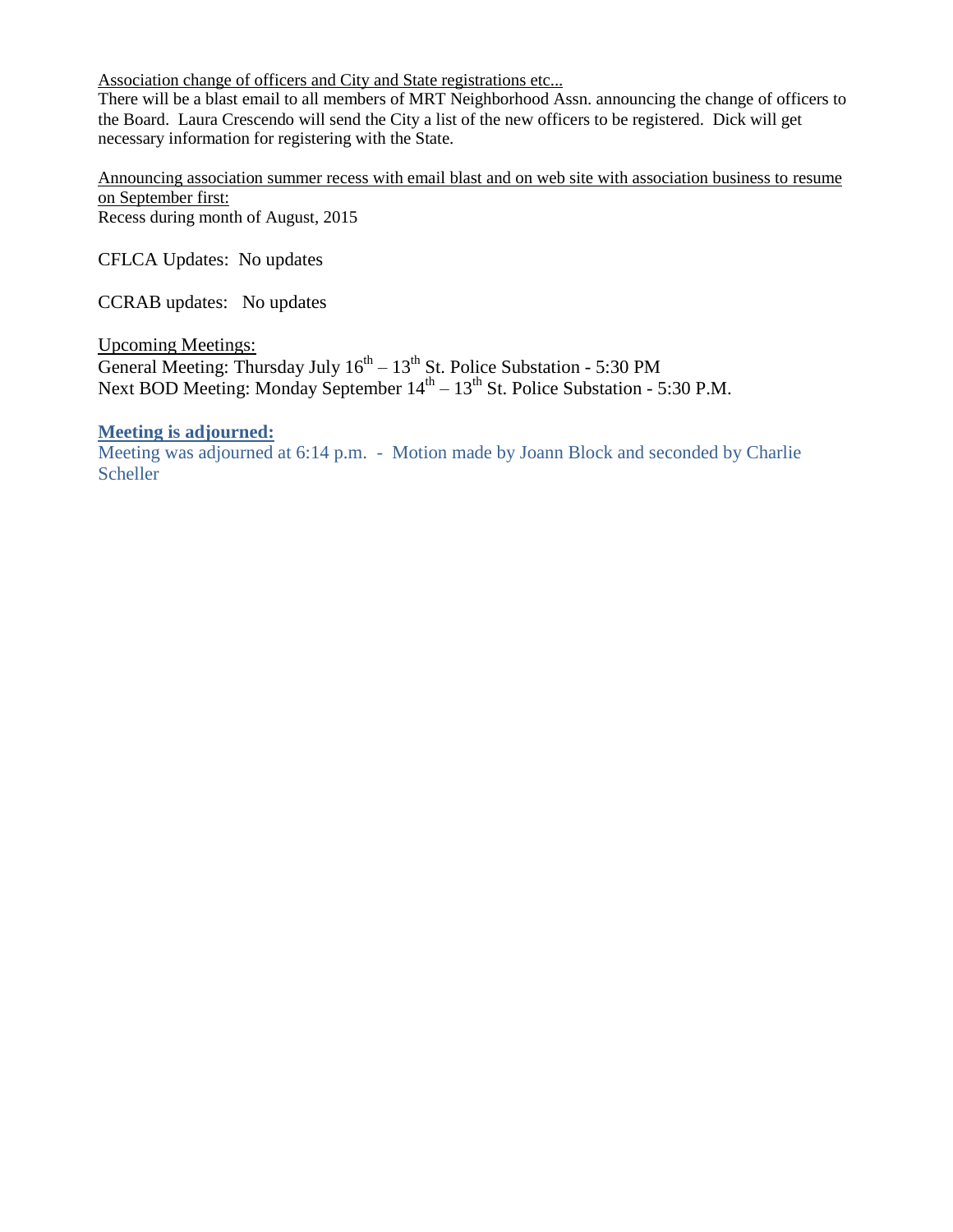<u>Association change of officers and City and State registrations etc...</u>

There will be a blast email to all members of MRT Neighborhood Assn. announcing the change of officers to the Board. Laura Crescendo will send the City a list of the new officers to be registered. Dick will get necessary information for registering with the State.

<u>Announcing association summer recess with email blast and on web site with association business to resume on September first:</u>

Recess during month of August, 2015

CFLCA Updates: No updates

CCRAB updates: No updates

<u>Upcoming Meetings:</u>

General Meeting: Thursday July 16th – 13th St. Police Substation - 5:30 PM

Next BOD Meeting: Monday September 14th – 13th St. Police Substation - 5:30 P.M.

**<u>Meeting is adjourned:</u>**

Meeting was adjourned at 6:14 p.m. - Motion made by Joann Block and seconded by Charlie Scheller